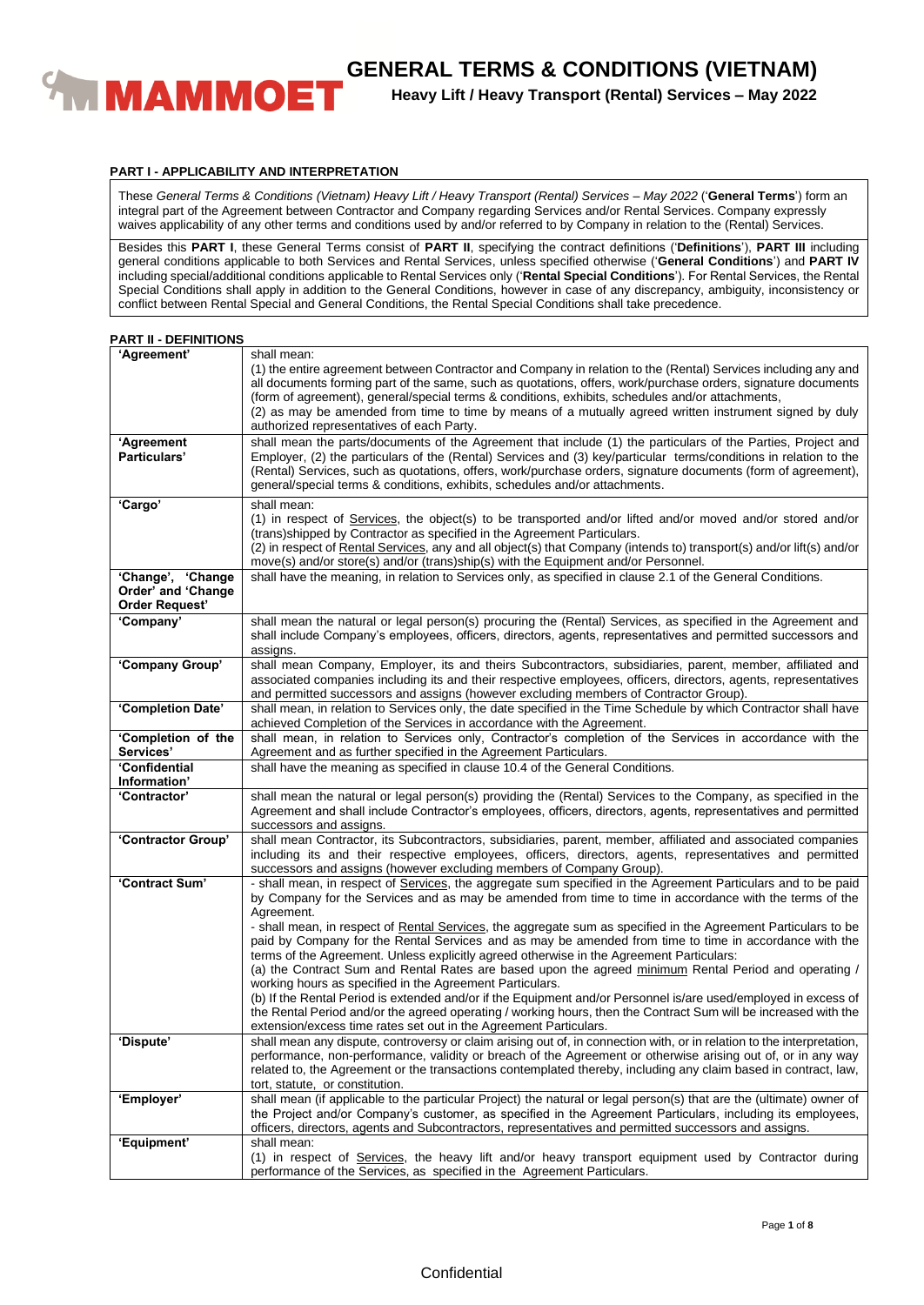# GENERAL TERMS & CONDITIONS (VIETNAM)

## Heavy Lift / Heavy Transport (Rental) Services – May 2022

### PART I - APPLICABILITY AND INTERPRETATION

These *General Terms & Conditions (Vietnam) Heavy Lift / Heavy Transport (Rental) Services – May 2022* ('**General Terms**') form an integral part of the Agreement between Contractor and Company regarding Services and/or Rental Services. Company expressly waives applicability of any other terms and conditions used by and/or referred to by Company in relation to the (Rental) Services.

Besides this **PART I**, these General Terms consist of **PART II**, specifying the contract definitions ('**Definitions**'), **PART III** including general conditions applicable to both Services and Rental Services, unless specified otherwise ('**General Conditions**') and **PART IV** including special/additional conditions applicable to Rental Services only ('**Rental Special Conditions**'). For Rental Services, the Rental Special Conditions shall apply in addition to the General Conditions, however in case of any discrepancy, ambiguity, inconsistency or conflict between Rental Special and General Conditions, the Rental Special Conditions shall take precedence.

### PART II - DEFINITIONS

| | |
|---|---|
| **'Agreement'** | shall mean:<br>(1) the entire agreement between Contractor and Company in relation to the (Rental) Services including any and all documents forming part of the same, such as quotations, offers, work/purchase orders, signature documents (form of agreement), general/special terms & conditions, exhibits, schedules and/or attachments,<br>(2) as may be amended from time to time by means of a mutually agreed written instrument signed by duly authorized representatives of each Party. |
| **'Agreement Particulars'** | shall mean the parts/documents of the Agreement that include (1) the particulars of the Parties, Project and Employer, (2) the particulars of the (Rental) Services and (3) key/particular terms/conditions in relation to the (Rental) Services, such as quotations, offers, work/purchase orders, signature documents (form of agreement), general/special terms & conditions, exhibits, schedules and/or attachments. |
| **'Cargo'** | shall mean:<br>(1) in respect of <u>Services</u>, the object(s) to be transported and/or lifted and/or moved and/or stored and/or (trans)shipped by Contractor as specified in the Agreement Particulars.<br>(2) in respect of <u>Rental Services</u>, any and all object(s) that Company (intends to) transport(s) and/or lift(s) and/or move(s) and/or store(s) and/or (trans)ship(s) with the Equipment and/or Personnel. |
| **'Change', 'Change Order' and 'Change Order Request'** | shall have the meaning, in relation to Services only, as specified in clause 2.1 of the General Conditions. |
| **'Company'** | shall mean the natural or legal person(s) procuring the (Rental) Services, as specified in the Agreement and shall include Company's employees, officers, directors, agents, representatives and permitted successors and assigns. |
| **'Company Group'** | shall mean Company, Employer, its and theirs Subcontractors, subsidiaries, parent, member, affiliated and associated companies including its and their respective employees, officers, directors, agents, representatives and permitted successors and assigns (however excluding members of Contractor Group). |
| **'Completion Date'** | shall mean, in relation to Services only, the date specified in the Time Schedule by which Contractor shall have achieved Completion of the Services in accordance with the Agreement. |
| **'Completion of the Services'** | shall mean, in relation to Services only, Contractor's completion of the Services in accordance with the Agreement and as further specified in the Agreement Particulars. |
| **'Confidential Information'** | shall have the meaning as specified in clause 10.4 of the General Conditions. |
| **'Contractor'** | shall mean the natural or legal person(s) providing the (Rental) Services to the Company, as specified in the Agreement and shall include Contractor's employees, officers, directors, agents, representatives and permitted successors and assigns. |
| **'Contractor Group'** | shall mean Contractor, its Subcontractors, subsidiaries, parent, member, affiliated and associated companies including its and their respective employees, officers, directors, agents, representatives and permitted successors and assigns (however excluding members of Company Group). |
| **'Contract Sum'** | - shall mean, in respect of <u>Services</u>, the aggregate sum specified in the Agreement Particulars and to be paid by Company for the Services and as may be amended from time to time in accordance with the terms of the Agreement.<br>- shall mean, in respect of <u>Rental Services</u>, the aggregate sum as specified in the Agreement Particulars to be paid by Company for the Rental Services and as may be amended from time to time in accordance with the terms of the Agreement. Unless explicitly agreed otherwise in the Agreement Particulars:<br>(a) the Contract Sum and Rental Rates are based upon the agreed <u>minimum</u> Rental Period and operating / working hours as specified in the Agreement Particulars.<br>(b) If the Rental Period is extended and/or if the Equipment and/or Personnel is/are used/employed in excess of the Rental Period and/or the agreed operating / working hours, then the Contract Sum will be increased with the extension/excess time rates set out in the Agreement Particulars. |
| **'Dispute'** | shall mean any dispute, controversy or claim arising out of, in connection with, or in relation to the interpretation, performance, non-performance, validity or breach of the Agreement or otherwise arising out of, or in any way related to, the Agreement or the transactions contemplated thereby, including any claim based in contract, law, tort, statute, or constitution. |
| **'Employer'** | shall mean (if applicable to the particular Project) the natural or legal person(s) that are the (ultimate) owner of the Project and/or Company's customer, as specified in the Agreement Particulars, including its employees, officers, directors, agents and Subcontractors, representatives and permitted successors and assigns. |
| **'Equipment'** | shall mean:<br>(1) in respect of <u>Services</u>, the heavy lift and/or heavy transport equipment used by Contractor during performance of the Services, as specified in the Agreement Particulars. |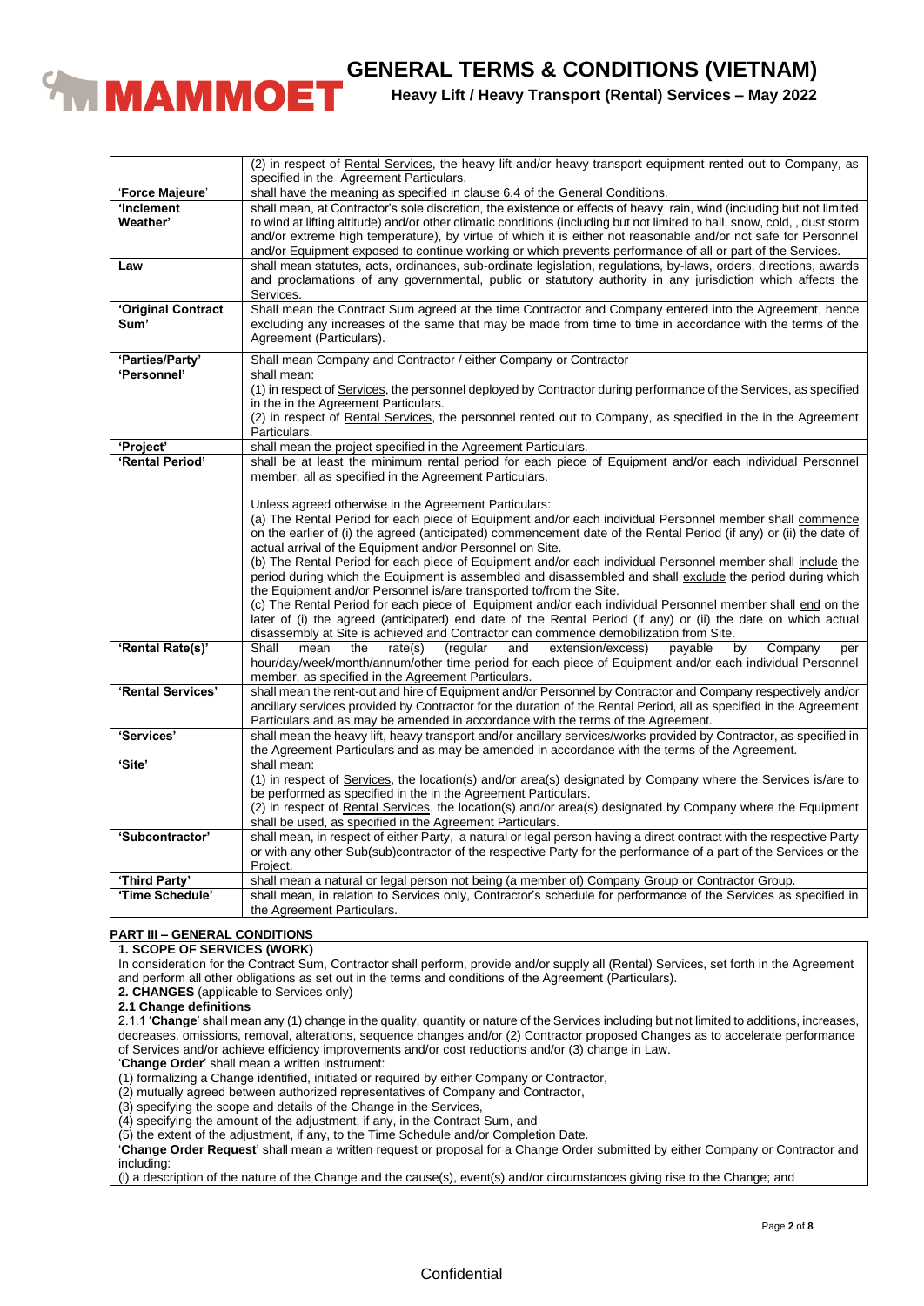| | |
|---|---|
| | (2) in respect of Rental Services, the heavy lift and/or heavy transport equipment rented out to Company, as specified in the Agreement Particulars. |
| 'Force Majeure' | shall have the meaning as specified in clause 6.4 of the General Conditions. |
| **'Inclement Weather'** | shall mean, at Contractor's sole discretion, the existence or effects of heavy rain, wind (including but not limited to wind at lifting altitude) and/or other climatic conditions (including but not limited to hail, snow, cold, , dust storm and/or extreme high temperature), by virtue of which it is either not reasonable and/or not safe for Personnel and/or Equipment exposed to continue working or which prevents performance of all or part of the Services. |
| **Law** | shall mean statutes, acts, ordinances, sub-ordinate legislation, regulations, by-laws, orders, directions, awards and proclamations of any governmental, public or statutory authority in any jurisdiction which affects the Services. |
| **'Original Contract Sum'** | Shall mean the Contract Sum agreed at the time Contractor and Company entered into the Agreement, hence excluding any increases of the same that may be made from time to time in accordance with the terms of the Agreement (Particulars). |
| **'Parties/Party'** | Shall mean Company and Contractor / either Company or Contractor |
| **'Personnel'** | shall mean:<br>(1) in respect of Services, the personnel deployed by Contractor during performance of the Services, as specified in the in the Agreement Particulars.<br>(2) in respect of Rental Services, the personnel rented out to Company, as specified in the in the Agreement Particulars. |
| **'Project'** | shall mean the project specified in the Agreement Particulars. |
| **'Rental Period'** | shall be at least the minimum rental period for each piece of Equipment and/or each individual Personnel member, all as specified in the Agreement Particulars.<br><br>Unless agreed otherwise in the Agreement Particulars:<br>(a) The Rental Period for each piece of Equipment and/or each individual Personnel member shall commence on the earlier of (i) the agreed (anticipated) commencement date of the Rental Period (if any) or (ii) the date of actual arrival of the Equipment and/or Personnel on Site.<br>(b) The Rental Period for each piece of Equipment and/or each individual Personnel member shall include the period during which the Equipment is assembled and disassembled and shall exclude the period during which the Equipment and/or Personnel is/are transported to/from the Site.<br>(c) The Rental Period for each piece of Equipment and/or each individual Personnel member shall end on the later of (i) the agreed (anticipated) end date of the Rental Period (if any) or (ii) the date on which actual disassembly at Site is achieved and Contractor can commence demobilization from Site. |
| **'Rental Rate(s)'** | Shall mean the rate(s) (regular and extension/excess) payable by Company per hour/day/week/month/annum/other time period for each piece of Equipment and/or each individual Personnel member, as specified in the Agreement Particulars. |
| **'Rental Services'** | shall mean the rent-out and hire of Equipment and/or Personnel by Contractor and Company respectively and/or ancillary services provided by Contractor for the duration of the Rental Period, all as specified in the Agreement Particulars and as may be amended in accordance with the terms of the Agreement. |
| **'Services'** | shall mean the heavy lift, heavy transport and/or ancillary services/works provided by Contractor, as specified in the Agreement Particulars and as may be amended in accordance with the terms of the Agreement. |
| **'Site'** | shall mean:<br>(1) in respect of Services, the location(s) and/or area(s) designated by Company where the Services is/are to be performed as specified in the in the Agreement Particulars.<br>(2) in respect of Rental Services, the location(s) and/or area(s) designated by Company where the Equipment shall be used, as specified in the Agreement Particulars. |
| **'Subcontractor'** | shall mean, in respect of either Party, a natural or legal person having a direct contract with the respective Party or with any other Sub(sub)contractor of the respective Party for the performance of a part of the Services or the Project. |
| **'Third Party'** | shall mean a natural or legal person not being (a member of) Company Group or Contractor Group. |
| **'Time Schedule'** | shall mean, in relation to Services only, Contractor's schedule for performance of the Services as specified in the Agreement Particulars. |

## PART III – GENERAL CONDITIONS

### 1. SCOPE OF SERVICES (WORK)

In consideration for the Contract Sum, Contractor shall perform, provide and/or supply all (Rental) Services, set forth in the Agreement and perform all other obligations as set out in the terms and conditions of the Agreement (Particulars).

### 2. CHANGES (applicable to Services only)

#### 2.1 Change definitions

2.1.1 '**Change**' shall mean any (1) change in the quality, quantity or nature of the Services including but not limited to additions, increases, decreases, omissions, removal, alterations, sequence changes and/or (2) Contractor proposed Changes as to accelerate performance of Services and/or achieve efficiency improvements and/or cost reductions and/or (3) change in Law.

'**Change Order**' shall mean a written instrument:

(1) formalizing a Change identified, initiated or required by either Company or Contractor,
(2) mutually agreed between authorized representatives of Company and Contractor,
(3) specifying the scope and details of the Change in the Services,
(4) specifying the amount of the adjustment, if any, in the Contract Sum, and
(5) the extent of the adjustment, if any, to the Time Schedule and/or Completion Date.

'**Change Order Request**' shall mean a written request or proposal for a Change Order submitted by either Company or Contractor and including:

(i) a description of the nature of the Change and the cause(s), event(s) and/or circumstances giving rise to the Change; and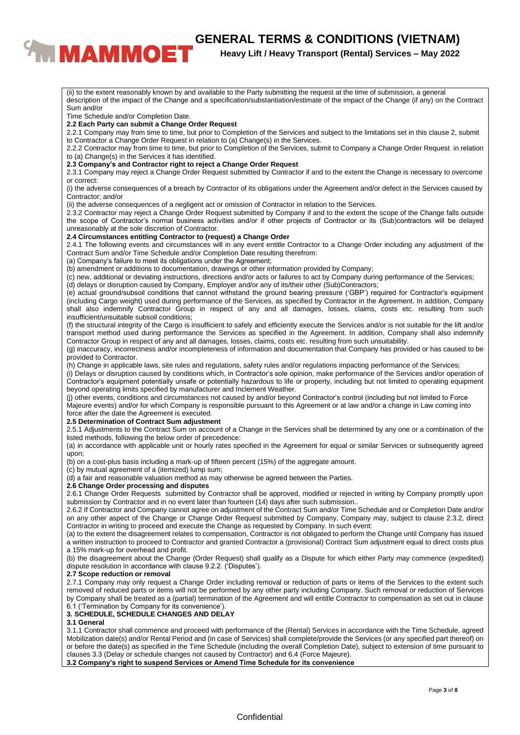(ii) to the extent reasonably known by and available to the Party submitting the request at the time of submission, a general description of the impact of the Change and a specification/substantiation/estimate of the impact of the Change (if any) on the Contract Sum and/or

Time Schedule and/or Completion Date.

**2.2 Each Party can submit a Change Order Request**

2.2.1 Company may from time to time, but prior to Completion of the Services and subject to the limitations set in this clause 2, submit to Contractor a Change Order Request in relation to (a) Change(s) in the Services.

2.2.2 Contractor may from time to time, but prior to Completion of the Services, submit to Company a Change Order Request in relation to (a) Change(s) in the Services it has identified.

**2.3 Company's and Contractor right to reject a Change Order Request**

2.3.1 Company may reject a Change Order Request submitted by Contractor if and to the extent the Change is necessary to overcome or correct:

(i) the adverse consequences of a breach by Contractor of its obligations under the Agreement and/or defect in the Services caused by Contractor; and/or

(ii) the adverse consequences of a negligent act or omission of Contractor in relation to the Services.

2.3.2 Contractor may reject a Change Order Request submitted by Company if and to the extent the scope of the Change falls outside the scope of Contractor's normal business activities and/or if other projects of Contractor or its (Sub)contractors will be delayed unreasonably at the sole discretion of Contractor.

**2.4 Circumstances entitling Contractor to (request) a Change Order**

2.4.1 The following events and circumstances will in any event entitle Contractor to a Change Order including any adjustment of the Contract Sum and/or Time Schedule and/or Completion Date resulting therefrom:

(a) Company's failure to meet its obligations under the Agreement;

(b) amendment or additions to documentation, drawings or other information provided by Company;

(c) new, additional or deviating instructions, directions and/or acts or failures to act by Company during performance of the Services;

(d) delays or disruption caused by Company, Employer and/or any of its/their other (Sub)Contractors;

(e) actual ground/subsoil conditions that cannot withstand the ground bearing pressure ('GBP') required for Contractor's equipment (including Cargo weight) used during performance of the Services, as specified by Contractor in the Agreement. In addition, Company shall also indemnify Contractor Group in respect of any and all damages, losses, claims, costs etc. resulting from such insufficient/unsuitable subsoil conditions;

(f) the structural integrity of the Cargo is insufficient to safely and efficiently execute the Services and/or is not suitable for the lift and/or transport method used during performance the Services as specified in the Agreement. In addition, Company shall also indemnify Contractor Group in respect of any and all damages, losses, claims, costs etc. resulting from such unsuitability.

(g) inaccuracy, incorrectness and/or incompleteness of information and documentation that Company has provided or has caused to be provided to Contractor.

(h) Change in applicable laws, site rules and regulations, safety rules and/or regulations impacting performance of the Services;

(i) Delays or disruption caused by conditions which, in Contractor's sole opinion, make performance of the Services and/or operation of Contractor's equipment potentially unsafe or potentially hazardous to life or property, including but not limited to operating equipment beyond operating limits specified by manufacturer and Inclement Weather.

(j) other events, conditions and circumstances not caused by and/or beyond Contractor's control (including but not limited to Force Majeure events) and/or for which Company is responsible pursuant to this Agreement or at law and/or a change in Law coming into force after the date the Agreement is executed.

**2.5 Determination of Contract Sum adjustment**

2.5.1 Adjustments to the Contract Sum on account of a Change in the Services shall be determined by any one or a combination of the listed methods, following the below order of precedence:

(a) in accordance with applicable unit or hourly rates specified in the Agreement for equal or similar Services or subsequently agreed upon;

(b) on a cost-plus basis including a mark-up of fifteen percent (15%) of the aggregate amount.

(c) by mutual agreement of a (itemized) lump sum;

(d) a fair and reasonable valuation method as may otherwise be agreed between the Parties.

**2.6 Change Order processing and disputes**

2.6.1 Change Order Requests submitted by Contractor shall be approved, modified or rejected in writing by Company promptly upon submission by Contractor and in no event later than fourteen (14) days after such submission..

2.6.2 If Contractor and Company cannot agree on adjustment of the Contract Sum and/or Time Schedule and or Completion Date and/or on any other aspect of the Change or Change Order Request submitted by Company, Company may, subject to clause 2.3.2, direct Contractor in writing to proceed and execute the Change as requested by Company. In such event:

(a) to the extent the disagreement relates to compensation, Contractor is not obligated to perform the Change until Company has issued a written instruction to proceed to Contractor and granted Contractor a (provisional) Contract Sum adjustment equal to direct costs plus a 15% mark-up for overhead and profit.

(b) the disagreement about the Change (Order Request) shall qualify as a Dispute for which either Party may commence (expedited) dispute resolution in accordance with clause 9.2.2. ('Disputes').

**2.7 Scope reduction or removal**

2.7.1 Company may only request a Change Order including removal or reduction of parts or items of the Services to the extent such removed of reduced parts or items will not be performed by any other party including Company. Such removal or reduction of Services by Company shall be treated as a (partial) termination of the Agreement and will entitle Contractor to compensation as set out in clause 6.1 ('Termination by Company for its convenience').

## 3. SCHEDULE, SCHEDULE CHANGES AND DELAY

**3.1 General**

3.1.1 Contractor shall commence and proceed with performance of the (Rental) Services in accordance with the Time Schedule, agreed Mobilization date(s) and/or Rental Period and (in case of Services) shall complete/provide the Services (or any specified part thereof) on or before the date(s) as specified in the Time Schedule (including the overall Completion Date), subject to extension of time pursuant to clauses 3.3 (Delay or schedule changes not caused by Contractor) and 6.4 (Force Majeure).

**3.2 Company's right to suspend Services or Amend Time Schedule for its convenience**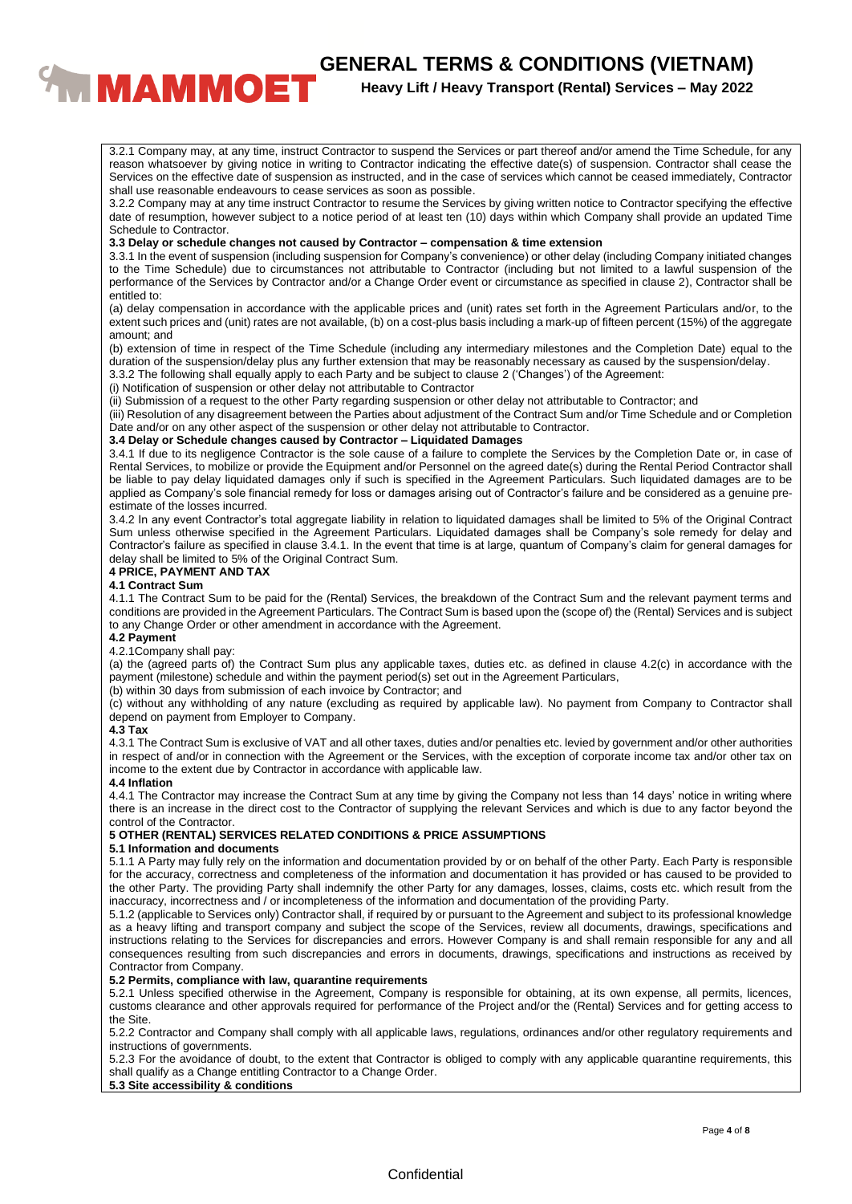3.2.1 Company may, at any time, instruct Contractor to suspend the Services or part thereof and/or amend the Time Schedule, for any reason whatsoever by giving notice in writing to Contractor indicating the effective date(s) of suspension. Contractor shall cease the Services on the effective date of suspension as instructed, and in the case of services which cannot be ceased immediately, Contractor shall use reasonable endeavours to cease services as soon as possible.

3.2.2 Company may at any time instruct Contractor to resume the Services by giving written notice to Contractor specifying the effective date of resumption, however subject to a notice period of at least ten (10) days within which Company shall provide an updated Time Schedule to Contractor.

**3.3 Delay or schedule changes not caused by Contractor – compensation & time extension**

3.3.1 In the event of suspension (including suspension for Company's convenience) or other delay (including Company initiated changes to the Time Schedule) due to circumstances not attributable to Contractor (including but not limited to a lawful suspension of the performance of the Services by Contractor and/or a Change Order event or circumstance as specified in clause 2), Contractor shall be entitled to:

(a) delay compensation in accordance with the applicable prices and (unit) rates set forth in the Agreement Particulars and/or, to the extent such prices and (unit) rates are not available, (b) on a cost-plus basis including a mark-up of fifteen percent (15%) of the aggregate amount; and

(b) extension of time in respect of the Time Schedule (including any intermediary milestones and the Completion Date) equal to the duration of the suspension/delay plus any further extension that may be reasonably necessary as caused by the suspension/delay.

3.3.2 The following shall equally apply to each Party and be subject to clause 2 ('Changes') of the Agreement:

(i) Notification of suspension or other delay not attributable to Contractor

(ii) Submission of a request to the other Party regarding suspension or other delay not attributable to Contractor; and

(iii) Resolution of any disagreement between the Parties about adjustment of the Contract Sum and/or Time Schedule and or Completion Date and/or on any other aspect of the suspension or other delay not attributable to Contractor.

**3.4 Delay or Schedule changes caused by Contractor – Liquidated Damages**

3.4.1 If due to its negligence Contractor is the sole cause of a failure to complete the Services by the Completion Date or, in case of Rental Services, to mobilize or provide the Equipment and/or Personnel on the agreed date(s) during the Rental Period Contractor shall be liable to pay delay liquidated damages only if such is specified in the Agreement Particulars. Such liquidated damages are to be applied as Company's sole financial remedy for loss or damages arising out of Contractor's failure and be considered as a genuine pre-estimate of the losses incurred.

3.4.2 In any event Contractor's total aggregate liability in relation to liquidated damages shall be limited to 5% of the Original Contract Sum unless otherwise specified in the Agreement Particulars. Liquidated damages shall be Company's sole remedy for delay and Contractor's failure as specified in clause 3.4.1. In the event that time is at large, quantum of Company's claim for general damages for delay shall be limited to 5% of the Original Contract Sum.

**4 PRICE, PAYMENT AND TAX**

**4.1 Contract Sum**

4.1.1 The Contract Sum to be paid for the (Rental) Services, the breakdown of the Contract Sum and the relevant payment terms and conditions are provided in the Agreement Particulars. The Contract Sum is based upon the (scope of) the (Rental) Services and is subject to any Change Order or other amendment in accordance with the Agreement.

**4.2 Payment**

4.2.1Company shall pay:

(a) the (agreed parts of) the Contract Sum plus any applicable taxes, duties etc. as defined in clause 4.2(c) in accordance with the payment (milestone) schedule and within the payment period(s) set out in the Agreement Particulars,

(b) within 30 days from submission of each invoice by Contractor; and

(c) without any withholding of any nature (excluding as required by applicable law). No payment from Company to Contractor shall depend on payment from Employer to Company.

**4.3 Tax**

4.3.1 The Contract Sum is exclusive of VAT and all other taxes, duties and/or penalties etc. levied by government and/or other authorities in respect of and/or in connection with the Agreement or the Services, with the exception of corporate income tax and/or other tax on income to the extent due by Contractor in accordance with applicable law.

**4.4 Inflation**

4.4.1 The Contractor may increase the Contract Sum at any time by giving the Company not less than 14 days' notice in writing where there is an increase in the direct cost to the Contractor of supplying the relevant Services and which is due to any factor beyond the control of the Contractor.

**5 OTHER (RENTAL) SERVICES RELATED CONDITIONS & PRICE ASSUMPTIONS**

**5.1 Information and documents**

5.1.1 A Party may fully rely on the information and documentation provided by or on behalf of the other Party. Each Party is responsible for the accuracy, correctness and completeness of the information and documentation it has provided or has caused to be provided to the other Party. The providing Party shall indemnify the other Party for any damages, losses, claims, costs etc. which result from the inaccuracy, incorrectness and / or incompleteness of the information and documentation of the providing Party.

5.1.2 (applicable to Services only) Contractor shall, if required by or pursuant to the Agreement and subject to its professional knowledge as a heavy lifting and transport company and subject the scope of the Services, review all documents, drawings, specifications and instructions relating to the Services for discrepancies and errors. However Company is and shall remain responsible for any and all consequences resulting from such discrepancies and errors in documents, drawings, specifications and instructions as received by Contractor from Company.

**5.2 Permits, compliance with law, quarantine requirements**

5.2.1 Unless specified otherwise in the Agreement, Company is responsible for obtaining, at its own expense, all permits, licences, customs clearance and other approvals required for performance of the Project and/or the (Rental) Services and for getting access to the Site.

5.2.2 Contractor and Company shall comply with all applicable laws, regulations, ordinances and/or other regulatory requirements and instructions of governments.

5.2.3 For the avoidance of doubt, to the extent that Contractor is obliged to comply with any applicable quarantine requirements, this shall qualify as a Change entitling Contractor to a Change Order.

**5.3 Site accessibility & conditions**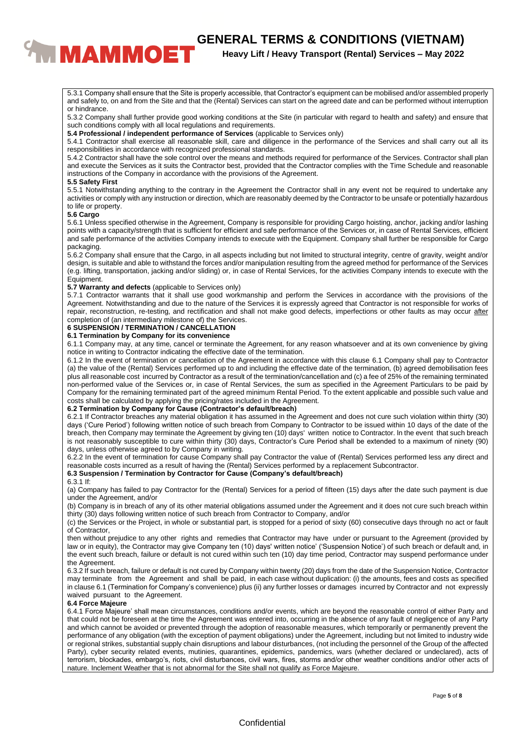5.3.1 Company shall ensure that the Site is properly accessible, that Contractor's equipment can be mobilised and/or assembled properly and safely to, on and from the Site and that the (Rental) Services can start on the agreed date and can be performed without interruption or hindrance.

5.3.2 Company shall further provide good working conditions at the Site (in particular with regard to health and safety) and ensure that such conditions comply with all local regulations and requirements.

**5.4 Professional / independent performance of Services** (applicable to Services only)

5.4.1 Contractor shall exercise all reasonable skill, care and diligence in the performance of the Services and shall carry out all its responsibilities in accordance with recognized professional standards.

5.4.2 Contractor shall have the sole control over the means and methods required for performance of the Services. Contractor shall plan and execute the Services as it suits the Contractor best, provided that the Contractor complies with the Time Schedule and reasonable instructions of the Company in accordance with the provisions of the Agreement.

**5.5 Safety First**

5.5.1 Notwithstanding anything to the contrary in the Agreement the Contractor shall in any event not be required to undertake any activities or comply with any instruction or direction, which are reasonably deemed by the Contractor to be unsafe or potentially hazardous to life or property.

**5.6 Cargo**

5.6.1 Unless specified otherwise in the Agreement, Company is responsible for providing Cargo hoisting, anchor, jacking and/or lashing points with a capacity/strength that is sufficient for efficient and safe performance of the Services or, in case of Rental Services, efficient and safe performance of the activities Company intends to execute with the Equipment. Company shall further be responsible for Cargo packaging.

5.6.2 Company shall ensure that the Cargo, in all aspects including but not limited to structural integrity, centre of gravity, weight and/or design, is suitable and able to withstand the forces and/or manipulation resulting from the agreed method for performance of the Services (e.g. lifting, transportation, jacking and/or sliding) or, in case of Rental Services, for the activities Company intends to execute with the Equipment.

**5.7 Warranty and defects** (applicable to Services only)

5.7.1 Contractor warrants that it shall use good workmanship and perform the Services in accordance with the provisions of the Agreement. Notwithstanding and due to the nature of the Services it is expressly agreed that Contractor is not responsible for works of repair, reconstruction, re-testing, and rectification and shall not make good defects, imperfections or other faults as may occur <u>after</u> completion of (an intermediary milestone of) the Services.

**6 SUSPENSION / TERMINATION / CANCELLATION**

**6.1 Termination by Company for its convenience**

6.1.1 Company may, at any time, cancel or terminate the Agreement, for any reason whatsoever and at its own convenience by giving notice in writing to Contractor indicating the effective date of the termination.

6.1.2 In the event of termination or cancellation of the Agreement in accordance with this clause 6.1 Company shall pay to Contractor (a) the value of the (Rental) Services performed up to and including the effective date of the termination, (b) agreed demobilisation fees plus all reasonable cost incurred by Contractor as a result of the termination/cancellation and (c) a fee of 25% of the remaining terminated non-performed value of the Services or, in case of Rental Services, the sum as specified in the Agreement Particulars to be paid by Company for the remaining terminated part of the agreed minimum Rental Period. To the extent applicable and possible such value and costs shall be calculated by applying the pricing/rates included in the Agreement.

**6.2 Termination by Company for Cause (Contractor's default/breach)**

6.2.1 If Contractor breaches any material obligation it has assumed in the Agreement and does not cure such violation within thirty (30) days ('Cure Period') following written notice of such breach from Company to Contractor to be issued within 10 days of the date of the breach, then Company may terminate the Agreement by giving ten (10) days' written notice to Contractor. In the event that such breach is not reasonably susceptible to cure within thirty (30) days, Contractor's Cure Period shall be extended to a maximum of ninety (90) days, unless otherwise agreed to by Company in writing.

6.2.2 In the event of termination for cause Company shall pay Contractor the value of (Rental) Services performed less any direct and reasonable costs incurred as a result of having the (Rental) Services performed by a replacement Subcontractor.

**6.3 Suspension / Termination by Contractor for Cause (Company's default/breach)**

6.3.1 If:

(a) Company has failed to pay Contractor for the (Rental) Services for a period of fifteen (15) days after the date such payment is due under the Agreement, and/or

(b) Company is in breach of any of its other material obligations assumed under the Agreement and it does not cure such breach within thirty (30) days following written notice of such breach from Contractor to Company, and/or

(c) the Services or the Project, in whole or substantial part, is stopped for a period of sixty (60) consecutive days through no act or fault of Contractor,

then without prejudice to any other rights and remedies that Contractor may have under or pursuant to the Agreement (provided by law or in equity), the Contractor may give Company ten (10) days' written notice' ('Suspension Notice') of such breach or default and, in the event such breach, failure or default is not cured within such ten (10) day time period, Contractor may suspend performance under the Agreement.

6.3.2 If such breach, failure or default is not cured by Company within twenty (20) days from the date of the Suspension Notice, Contractor may terminate from the Agreement and shall be paid, in each case without duplication: (i) the amounts, fees and costs as specified in clause 6.1 (Termination for Company's convenience) plus (ii) any further losses or damages incurred by Contractor and not expressly waived pursuant to the Agreement.

**6.4 Force Majeure**

6.4.1 Force Majeure' shall mean circumstances, conditions and/or events, which are beyond the reasonable control of either Party and that could not be foreseen at the time the Agreement was entered into, occurring in the absence of any fault of negligence of any Party and which cannot be avoided or prevented through the adoption of reasonable measures, which temporarily or permanently prevent the performance of any obligation (with the exception of payment obligations) under the Agreement, including but not limited to industry wide or regional strikes, substantial supply chain disruptions and labour disturbances, (not including the personnel of the Group of the affected Party), cyber security related events, mutinies, quarantines, epidemics, pandemics, wars (whether declared or undeclared), acts of terrorism, blockades, embargo's, riots, civil disturbances, civil wars, fires, storms and/or other weather conditions and/or other acts of nature. Inclement Weather that is not abnormal for the Site shall not qualify as Force Majeure.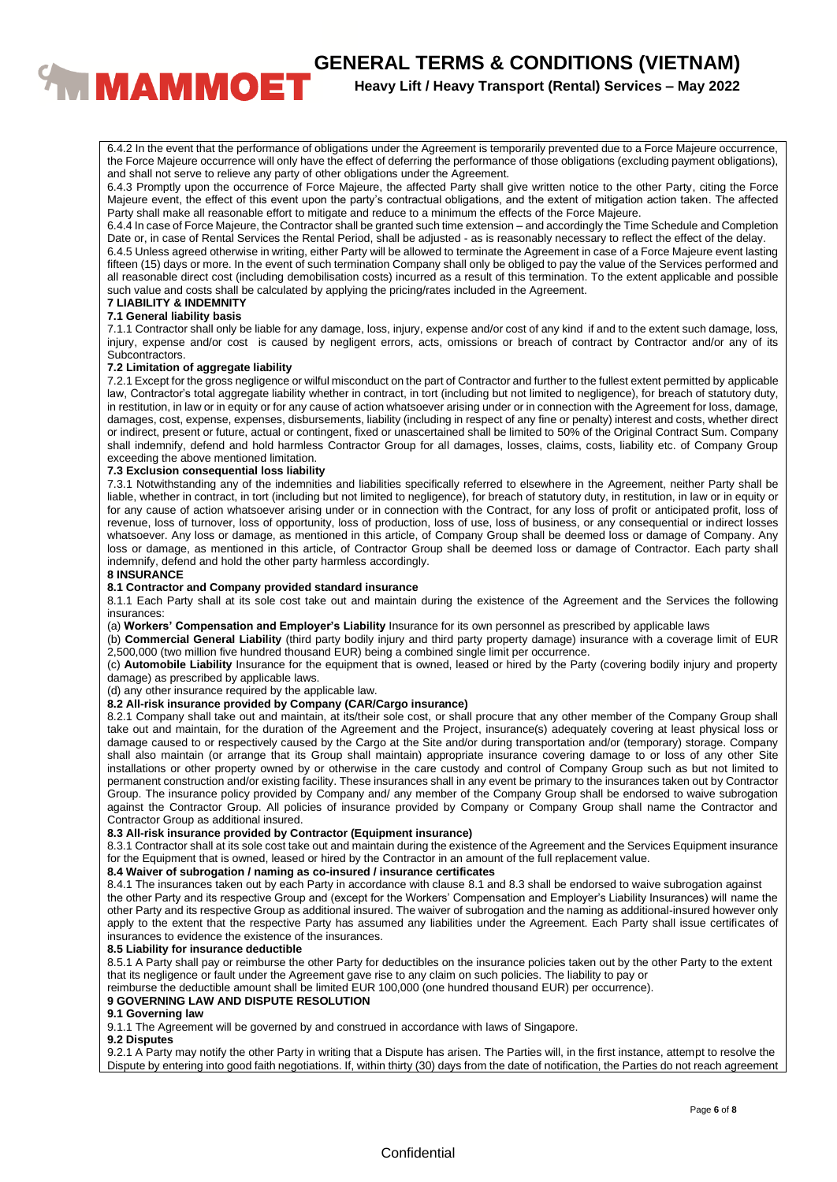6.4.2 In the event that the performance of obligations under the Agreement is temporarily prevented due to a Force Majeure occurrence, the Force Majeure occurrence will only have the effect of deferring the performance of those obligations (excluding payment obligations), and shall not serve to relieve any party of other obligations under the Agreement.

6.4.3 Promptly upon the occurrence of Force Majeure, the affected Party shall give written notice to the other Party, citing the Force Majeure event, the effect of this event upon the party's contractual obligations, and the extent of mitigation action taken. The affected Party shall make all reasonable effort to mitigate and reduce to a minimum the effects of the Force Majeure.

6.4.4 In case of Force Majeure, the Contractor shall be granted such time extension – and accordingly the Time Schedule and Completion Date or, in case of Rental Services the Rental Period, shall be adjusted - as is reasonably necessary to reflect the effect of the delay.

6.4.5 Unless agreed otherwise in writing, either Party will be allowed to terminate the Agreement in case of a Force Majeure event lasting fifteen (15) days or more. In the event of such termination Company shall only be obliged to pay the value of the Services performed and all reasonable direct cost (including demobilisation costs) incurred as a result of this termination. To the extent applicable and possible such value and costs shall be calculated by applying the pricing/rates included in the Agreement.

## 7 LIABILITY & INDEMNITY

### 7.1 General liability basis

7.1.1 Contractor shall only be liable for any damage, loss, injury, expense and/or cost of any kind if and to the extent such damage, loss, injury, expense and/or cost is caused by negligent errors, acts, omissions or breach of contract by Contractor and/or any of its Subcontractors.

### 7.2 Limitation of aggregate liability

7.2.1 Except for the gross negligence or wilful misconduct on the part of Contractor and further to the fullest extent permitted by applicable law, Contractor's total aggregate liability whether in contract, in tort (including but not limited to negligence), for breach of statutory duty, in restitution, in law or in equity or for any cause of action whatsoever arising under or in connection with the Agreement for loss, damage, damages, cost, expense, expenses, disbursements, liability (including in respect of any fine or penalty) interest and costs, whether direct or indirect, present or future, actual or contingent, fixed or unascertained shall be limited to 50% of the Original Contract Sum. Company shall indemnify, defend and hold harmless Contractor Group for all damages, losses, claims, costs, liability etc. of Company Group exceeding the above mentioned limitation.

### 7.3 Exclusion consequential loss liability

7.3.1 Notwithstanding any of the indemnities and liabilities specifically referred to elsewhere in the Agreement, neither Party shall be liable, whether in contract, in tort (including but not limited to negligence), for breach of statutory duty, in restitution, in law or in equity or for any cause of action whatsoever arising under or in connection with the Contract, for any loss of profit or anticipated profit, loss of revenue, loss of turnover, loss of opportunity, loss of production, loss of use, loss of business, or any consequential or indirect losses whatsoever. Any loss or damage, as mentioned in this article, of Company Group shall be deemed loss or damage of Company. Any loss or damage, as mentioned in this article, of Contractor Group shall be deemed loss or damage of Contractor. Each party shall indemnify, defend and hold the other party harmless accordingly.

## 8 INSURANCE

### 8.1 Contractor and Company provided standard insurance

8.1.1 Each Party shall at its sole cost take out and maintain during the existence of the Agreement and the Services the following insurances:

(a) **Workers' Compensation and Employer's Liability** Insurance for its own personnel as prescribed by applicable laws

(b) **Commercial General Liability** (third party bodily injury and third party property damage) insurance with a coverage limit of EUR 2,500,000 (two million five hundred thousand EUR) being a combined single limit per occurrence.

(c) **Automobile Liability** Insurance for the equipment that is owned, leased or hired by the Party (covering bodily injury and property damage) as prescribed by applicable laws.

(d) any other insurance required by the applicable law.

### 8.2 All-risk insurance provided by Company (CAR/Cargo insurance)

8.2.1 Company shall take out and maintain, at its/their sole cost, or shall procure that any other member of the Company Group shall take out and maintain, for the duration of the Agreement and the Project, insurance(s) adequately covering at least physical loss or damage caused to or respectively caused by the Cargo at the Site and/or during transportation and/or (temporary) storage. Company shall also maintain (or arrange that its Group shall maintain) appropriate insurance covering damage to or loss of any other Site installations or other property owned by or otherwise in the care custody and control of Company Group such as but not limited to permanent construction and/or existing facility. These insurances shall in any event be primary to the insurances taken out by Contractor Group. The insurance policy provided by Company and/ any member of the Company Group shall be endorsed to waive subrogation against the Contractor Group. All policies of insurance provided by Company or Company Group shall name the Contractor and Contractor Group as additional insured.

### 8.3 All-risk insurance provided by Contractor (Equipment insurance)

8.3.1 Contractor shall at its sole cost take out and maintain during the existence of the Agreement and the Services Equipment insurance for the Equipment that is owned, leased or hired by the Contractor in an amount of the full replacement value.

### 8.4 Waiver of subrogation / naming as co-insured / insurance certificates

8.4.1 The insurances taken out by each Party in accordance with clause 8.1 and 8.3 shall be endorsed to waive subrogation against the other Party and its respective Group and (except for the Workers' Compensation and Employer's Liability Insurances) will name the other Party and its respective Group as additional insured. The waiver of subrogation and the naming as additional-insured however only apply to the extent that the respective Party has assumed any liabilities under the Agreement. Each Party shall issue certificates of insurances to evidence the existence of the insurances.

### 8.5 Liability for insurance deductible

8.5.1 A Party shall pay or reimburse the other Party for deductibles on the insurance policies taken out by the other Party to the extent that its negligence or fault under the Agreement gave rise to any claim on such policies. The liability to pay or reimburse the deductible amount shall be limited EUR 100,000 (one hundred thousand EUR) per occurrence).

## 9 GOVERNING LAW AND DISPUTE RESOLUTION

### 9.1 Governing law

9.1.1 The Agreement will be governed by and construed in accordance with laws of Singapore.

### 9.2 Disputes

9.2.1 A Party may notify the other Party in writing that a Dispute has arisen. The Parties will, in the first instance, attempt to resolve the Dispute by entering into good faith negotiations. If, within thirty (30) days from the date of notification, the Parties do not reach agreement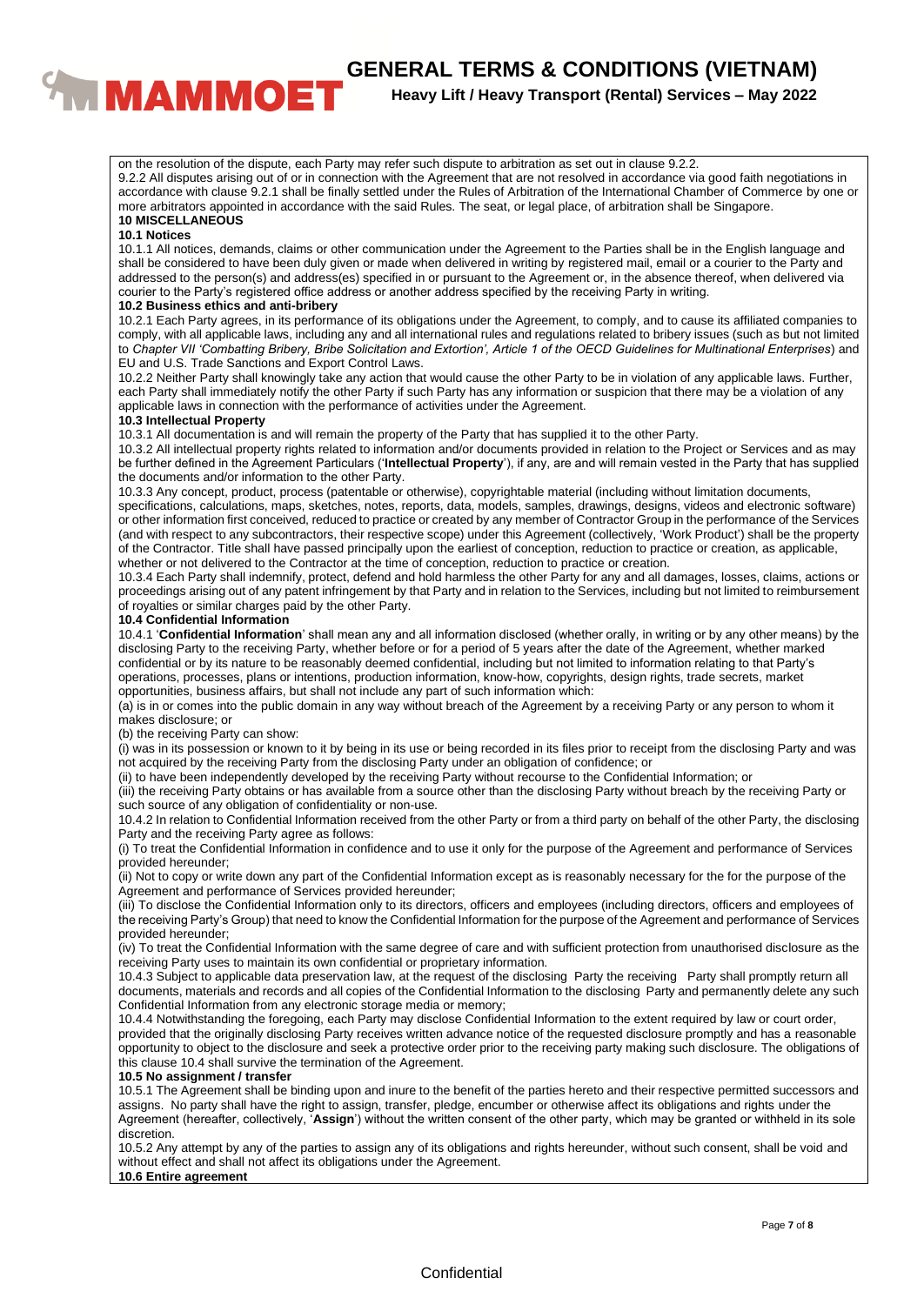on the resolution of the dispute, each Party may refer such dispute to arbitration as set out in clause 9.2.2.

9.2.2 All disputes arising out of or in connection with the Agreement that are not resolved in accordance via good faith negotiations in accordance with clause 9.2.1 shall be finally settled under the Rules of Arbitration of the International Chamber of Commerce by one or more arbitrators appointed in accordance with the said Rules. The seat, or legal place, of arbitration shall be Singapore.

## 10 MISCELLANEOUS

### 10.1 Notices

10.1.1 All notices, demands, claims or other communication under the Agreement to the Parties shall be in the English language and shall be considered to have been duly given or made when delivered in writing by registered mail, email or a courier to the Party and addressed to the person(s) and address(es) specified in or pursuant to the Agreement or, in the absence thereof, when delivered via courier to the Party's registered office address or another address specified by the receiving Party in writing.

### 10.2 Business ethics and anti-bribery

10.2.1 Each Party agrees, in its performance of its obligations under the Agreement, to comply, and to cause its affiliated companies to comply, with all applicable laws, including any and all international rules and regulations related to bribery issues (such as but not limited to *Chapter VII 'Combatting Bribery, Bribe Solicitation and Extortion', Article 1 of the OECD Guidelines for Multinational Enterprises*) and EU and U.S. Trade Sanctions and Export Control Laws.

10.2.2 Neither Party shall knowingly take any action that would cause the other Party to be in violation of any applicable laws. Further, each Party shall immediately notify the other Party if such Party has any information or suspicion that there may be a violation of any applicable laws in connection with the performance of activities under the Agreement.

### 10.3 Intellectual Property

10.3.1 All documentation is and will remain the property of the Party that has supplied it to the other Party.

10.3.2 All intellectual property rights related to information and/or documents provided in relation to the Project or Services and as may be further defined in the Agreement Particulars ('**Intellectual Property**'), if any, are and will remain vested in the Party that has supplied the documents and/or information to the other Party.

10.3.3 Any concept, product, process (patentable or otherwise), copyrightable material (including without limitation documents, specifications, calculations, maps, sketches, notes, reports, data, models, samples, drawings, designs, videos and electronic software) or other information first conceived, reduced to practice or created by any member of Contractor Group in the performance of the Services (and with respect to any subcontractors, their respective scope) under this Agreement (collectively, 'Work Product') shall be the property of the Contractor. Title shall have passed principally upon the earliest of conception, reduction to practice or creation, as applicable, whether or not delivered to the Contractor at the time of conception, reduction to practice or creation.

10.3.4 Each Party shall indemnify, protect, defend and hold harmless the other Party for any and all damages, losses, claims, actions or proceedings arising out of any patent infringement by that Party and in relation to the Services, including but not limited to reimbursement of royalties or similar charges paid by the other Party.

### 10.4 Confidential Information

10.4.1 '**Confidential Information**' shall mean any and all information disclosed (whether orally, in writing or by any other means) by the disclosing Party to the receiving Party, whether before or for a period of 5 years after the date of the Agreement, whether marked confidential or by its nature to be reasonably deemed confidential, including but not limited to information relating to that Party's operations, processes, plans or intentions, production information, know-how, copyrights, design rights, trade secrets, market opportunities, business affairs, but shall not include any part of such information which:

(a) is in or comes into the public domain in any way without breach of the Agreement by a receiving Party or any person to whom it makes disclosure; or

(b) the receiving Party can show:

(i) was in its possession or known to it by being in its use or being recorded in its files prior to receipt from the disclosing Party and was not acquired by the receiving Party from the disclosing Party under an obligation of confidence; or

(ii) to have been independently developed by the receiving Party without recourse to the Confidential Information; or

(iii) the receiving Party obtains or has available from a source other than the disclosing Party without breach by the receiving Party or such source of any obligation of confidentiality or non-use.

10.4.2 In relation to Confidential Information received from the other Party or from a third party on behalf of the other Party, the disclosing Party and the receiving Party agree as follows:

(i) To treat the Confidential Information in confidence and to use it only for the purpose of the Agreement and performance of Services provided hereunder;

(ii) Not to copy or write down any part of the Confidential Information except as is reasonably necessary for the for the purpose of the Agreement and performance of Services provided hereunder;

(iii) To disclose the Confidential Information only to its directors, officers and employees (including directors, officers and employees of the receiving Party's Group) that need to know the Confidential Information for the purpose of the Agreement and performance of Services provided hereunder;

(iv) To treat the Confidential Information with the same degree of care and with sufficient protection from unauthorised disclosure as the receiving Party uses to maintain its own confidential or proprietary information.

10.4.3 Subject to applicable data preservation law, at the request of the disclosing Party the receiving Party shall promptly return all documents, materials and records and all copies of the Confidential Information to the disclosing Party and permanently delete any such Confidential Information from any electronic storage media or memory;

10.4.4 Notwithstanding the foregoing, each Party may disclose Confidential Information to the extent required by law or court order, provided that the originally disclosing Party receives written advance notice of the requested disclosure promptly and has a reasonable opportunity to object to the disclosure and seek a protective order prior to the receiving party making such disclosure. The obligations of this clause 10.4 shall survive the termination of the Agreement.

### 10.5 No assignment / transfer

10.5.1 The Agreement shall be binding upon and inure to the benefit of the parties hereto and their respective permitted successors and assigns. No party shall have the right to assign, transfer, pledge, encumber or otherwise affect its obligations and rights under the Agreement (hereafter, collectively, '**Assign**') without the written consent of the other party, which may be granted or withheld in its sole discretion.

10.5.2 Any attempt by any of the parties to assign any of its obligations and rights hereunder, without such consent, shall be void and without effect and shall not affect its obligations under the Agreement.

### 10.6 Entire agreement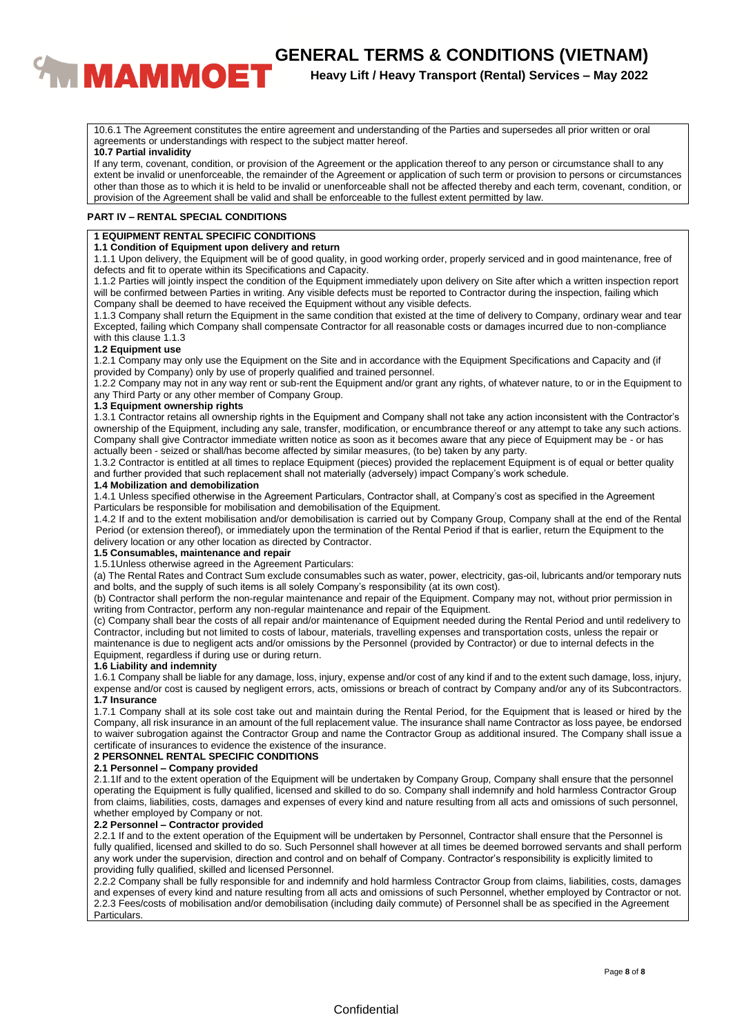10.6.1 The Agreement constitutes the entire agreement and understanding of the Parties and supersedes all prior written or oral agreements or understandings with respect to the subject matter hereof.

**10.7 Partial invalidity**

If any term, covenant, condition, or provision of the Agreement or the application thereof to any person or circumstance shall to any extent be invalid or unenforceable, the remainder of the Agreement or application of such term or provision to persons or circumstances other than those as to which it is held to be invalid or unenforceable shall not be affected thereby and each term, covenant, condition, or provision of the Agreement shall be valid and shall be enforceable to the fullest extent permitted by law.

## PART IV – RENTAL SPECIAL CONDITIONS

### 1 EQUIPMENT RENTAL SPECIFIC CONDITIONS

**1.1 Condition of Equipment upon delivery and return**

1.1.1 Upon delivery, the Equipment will be of good quality, in good working order, properly serviced and in good maintenance, free of defects and fit to operate within its Specifications and Capacity.

1.1.2 Parties will jointly inspect the condition of the Equipment immediately upon delivery on Site after which a written inspection report will be confirmed between Parties in writing. Any visible defects must be reported to Contractor during the inspection, failing which Company shall be deemed to have received the Equipment without any visible defects.

1.1.3 Company shall return the Equipment in the same condition that existed at the time of delivery to Company, ordinary wear and tear Excepted, failing which Company shall compensate Contractor for all reasonable costs or damages incurred due to non-compliance with this clause 1.1.3

**1.2 Equipment use**

1.2.1 Company may only use the Equipment on the Site and in accordance with the Equipment Specifications and Capacity and (if provided by Company) only by use of properly qualified and trained personnel.

1.2.2 Company may not in any way rent or sub-rent the Equipment and/or grant any rights, of whatever nature, to or in the Equipment to any Third Party or any other member of Company Group.

**1.3 Equipment ownership rights**

1.3.1 Contractor retains all ownership rights in the Equipment and Company shall not take any action inconsistent with the Contractor's ownership of the Equipment, including any sale, transfer, modification, or encumbrance thereof or any attempt to take any such actions. Company shall give Contractor immediate written notice as soon as it becomes aware that any piece of Equipment may be - or has actually been - seized or shall/has become affected by similar measures, (to be) taken by any party.

1.3.2 Contractor is entitled at all times to replace Equipment (pieces) provided the replacement Equipment is of equal or better quality and further provided that such replacement shall not materially (adversely) impact Company's work schedule.

**1.4 Mobilization and demobilization**

1.4.1 Unless specified otherwise in the Agreement Particulars, Contractor shall, at Company's cost as specified in the Agreement Particulars be responsible for mobilisation and demobilisation of the Equipment.

1.4.2 If and to the extent mobilisation and/or demobilisation is carried out by Company Group, Company shall at the end of the Rental Period (or extension thereof), or immediately upon the termination of the Rental Period if that is earlier, return the Equipment to the delivery location or any other location as directed by Contractor.

**1.5 Consumables, maintenance and repair**

1.5.1Unless otherwise agreed in the Agreement Particulars:

(a) The Rental Rates and Contract Sum exclude consumables such as water, power, electricity, gas-oil, lubricants and/or temporary nuts and bolts, and the supply of such items is all solely Company's responsibility (at its own cost).

(b) Contractor shall perform the non-regular maintenance and repair of the Equipment. Company may not, without prior permission in writing from Contractor, perform any non-regular maintenance and repair of the Equipment.

(c) Company shall bear the costs of all repair and/or maintenance of Equipment needed during the Rental Period and until redelivery to Contractor, including but not limited to costs of labour, materials, travelling expenses and transportation costs, unless the repair or maintenance is due to negligent acts and/or omissions by the Personnel (provided by Contractor) or due to internal defects in the Equipment, regardless if during use or during return.

**1.6 Liability and indemnity**

1.6.1 Company shall be liable for any damage, loss, injury, expense and/or cost of any kind if and to the extent such damage, loss, injury, expense and/or cost is caused by negligent errors, acts, omissions or breach of contract by Company and/or any of its Subcontractors.

**1.7 Insurance**

1.7.1 Company shall at its sole cost take out and maintain during the Rental Period, for the Equipment that is leased or hired by the Company, all risk insurance in an amount of the full replacement value. The insurance shall name Contractor as loss payee, be endorsed to waiver subrogation against the Contractor Group and name the Contractor Group as additional insured. The Company shall issue a certificate of insurances to evidence the existence of the insurance.

### 2 PERSONNEL RENTAL SPECIFIC CONDITIONS

**2.1 Personnel – Company provided**

2.1.1If and to the extent operation of the Equipment will be undertaken by Company Group, Company shall ensure that the personnel operating the Equipment is fully qualified, licensed and skilled to do so. Company shall indemnify and hold harmless Contractor Group from claims, liabilities, costs, damages and expenses of every kind and nature resulting from all acts and omissions of such personnel, whether employed by Company or not.

**2.2 Personnel – Contractor provided**

2.2.1 If and to the extent operation of the Equipment will be undertaken by Personnel, Contractor shall ensure that the Personnel is fully qualified, licensed and skilled to do so. Such Personnel shall however at all times be deemed borrowed servants and shall perform any work under the supervision, direction and control and on behalf of Company. Contractor's responsibility is explicitly limited to providing fully qualified, skilled and licensed Personnel.

2.2.2 Company shall be fully responsible for and indemnify and hold harmless Contractor Group from claims, liabilities, costs, damages and expenses of every kind and nature resulting from all acts and omissions of such Personnel, whether employed by Contractor or not.

2.2.3 Fees/costs of mobilisation and/or demobilisation (including daily commute) of Personnel shall be as specified in the Agreement Particulars.